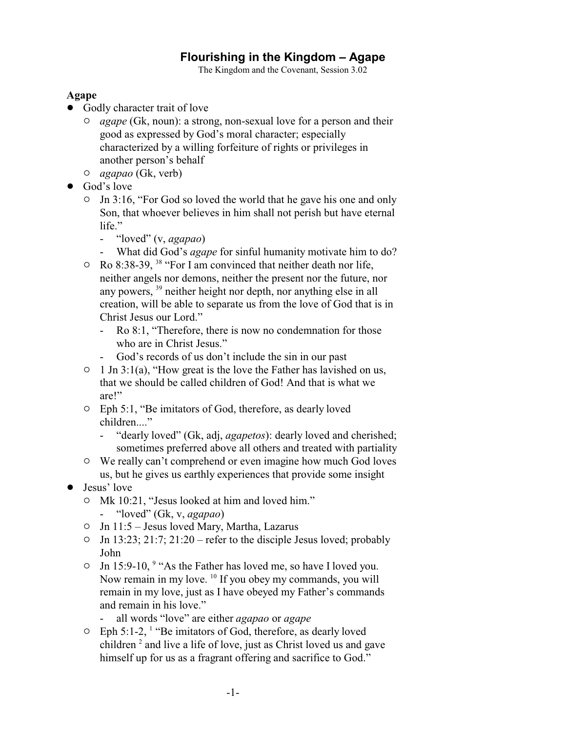# Flourishing in the Kingdom – Agape

The Kingdom and the Covenant, Session 3.02

**Agape**

- Godly character trait of love
  - *agape* (Gk, noun): a strong, non-sexual love for a person and their good as expressed by God's moral character; especially characterized by a willing forfeiture of rights or privileges in another person's behalf
  - *agapao* (Gk, verb)
- God's love
  - Jn 3:16, "For God so loved the world that he gave his one and only Son, that whoever believes in him shall not perish but have eternal life."
    - "loved" (v, *agapao*)
    - What did God's *agape* for sinful humanity motivate him to do?
  - Ro 8:38-39, [38] "For I am convinced that neither death nor life, neither angels nor demons, neither the present nor the future, nor any powers, [39] neither height nor depth, nor anything else in all creation, will be able to separate us from the love of God that is in Christ Jesus our Lord."
    - Ro 8:1, "Therefore, there is now no condemnation for those who are in Christ Jesus."
    - God's records of us don't include the sin in our past
  - 1 Jn 3:1(a), "How great is the love the Father has lavished on us, that we should be called children of God! And that is what we are!"
  - Eph 5:1, "Be imitators of God, therefore, as dearly loved children...."
    - "dearly loved" (Gk, adj, *agapetos*): dearly loved and cherished; sometimes preferred above all others and treated with partiality
  - We really can't comprehend or even imagine how much God loves us, but he gives us earthly experiences that provide some insight
- Jesus' love
  - Mk 10:21, "Jesus looked at him and loved him."
    - "loved" (Gk, v, *agapao*)
  - Jn 11:5 – Jesus loved Mary, Martha, Lazarus
  - Jn 13:23; 21:7; 21:20 – refer to the disciple Jesus loved; probably John
  - Jn 15:9-10, [9] "As the Father has loved me, so have I loved you. Now remain in my love. [10] If you obey my commands, you will remain in my love, just as I have obeyed my Father's commands and remain in his love."
    - all words "love" are either *agapao* or *agape*
  - Eph 5:1-2, [1] "Be imitators of God, therefore, as dearly loved children [2] and live a life of love, just as Christ loved us and gave himself up for us as a fragrant offering and sacrifice to God."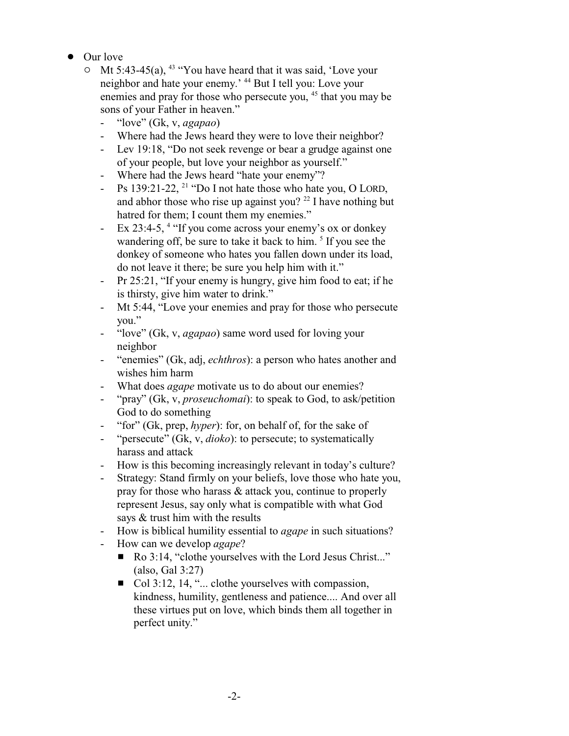- Our love
  - Mt 5:43-45(a), [43] "You have heard that it was said, 'Love your neighbor and hate your enemy.' [44] But I tell you: Love your enemies and pray for those who persecute you, [45] that you may be sons of your Father in heaven."
    - "love" (Gk, v, *agapao*)
    - Where had the Jews heard they were to love their neighbor?
    - Lev 19:18, "Do not seek revenge or bear a grudge against one of your people, but love your neighbor as yourself."
    - Where had the Jews heard "hate your enemy"?
    - Ps 139:21-22, [21] "Do I not hate those who hate you, O LORD, and abhor those who rise up against you? [22] I have nothing but hatred for them; I count them my enemies."
    - Ex 23:4-5, [4] "If you come across your enemy's ox or donkey wandering off, be sure to take it back to him. [5] If you see the donkey of someone who hates you fallen down under its load, do not leave it there; be sure you help him with it."
    - Pr 25:21, "If your enemy is hungry, give him food to eat; if he is thirsty, give him water to drink."
    - Mt 5:44, "Love your enemies and pray for those who persecute you."
    - "love" (Gk, v, *agapao*) same word used for loving your neighbor
    - "enemies" (Gk, adj, *echthros*): a person who hates another and wishes him harm
    - What does *agape* motivate us to do about our enemies?
    - "pray" (Gk, v, *proseuchomai*): to speak to God, to ask/petition God to do something
    - "for" (Gk, prep, *hyper*): for, on behalf of, for the sake of
    - "persecute" (Gk, v, *dioko*): to persecute; to systematically harass and attack
    - How is this becoming increasingly relevant in today's culture?
    - Strategy: Stand firmly on your beliefs, love those who hate you, pray for those who harass & attack you, continue to properly represent Jesus, say only what is compatible with what God says & trust him with the results
    - How is biblical humility essential to *agape* in such situations?
    - How can we develop *agape*?
      - Ro 3:14, "clothe yourselves with the Lord Jesus Christ..." (also, Gal 3:27)
      - Col 3:12, 14, "... clothe yourselves with compassion, kindness, humility, gentleness and patience.... And over all these virtues put on love, which binds them all together in perfect unity."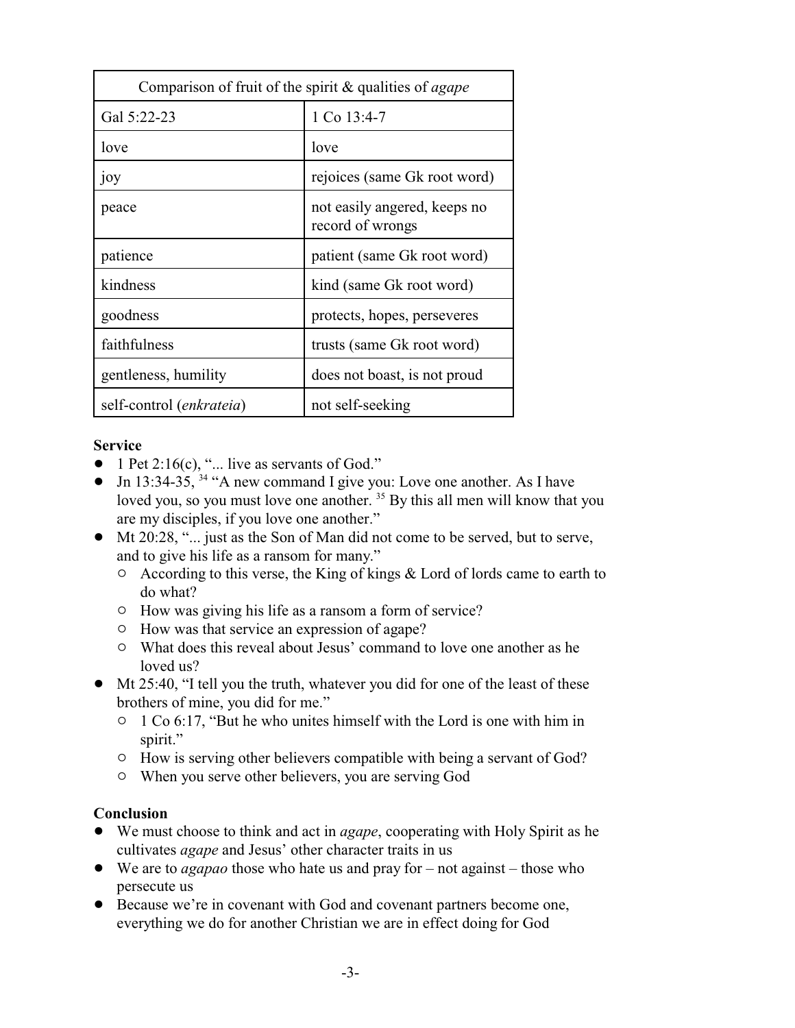| Comparison of fruit of the spirit & qualities of *agape* | |
|---|---|
| Gal 5:22-23 | 1 Co 13:4-7 |
| love | love |
| joy | rejoices (same Gk root word) |
| peace | not easily angered, keeps no record of wrongs |
| patience | patient (same Gk root word) |
| kindness | kind (same Gk root word) |
| goodness | protects, hopes, perseveres |
| faithfulness | trusts (same Gk root word) |
| gentleness, humility | does not boast, is not proud |
| self-control (*enkrateia*) | not self-seeking |

**Service**

- 1 Pet 2:16(c), "... live as servants of God."
- Jn 13:34-35, [34] "A new command I give you: Love one another. As I have loved you, so you must love one another. [35] By this all men will know that you are my disciples, if you love one another."
- Mt 20:28, "... just as the Son of Man did not come to be served, but to serve, and to give his life as a ransom for many."
  - According to this verse, the King of kings & Lord of lords came to earth to do what?
  - How was giving his life as a ransom a form of service?
  - How was that service an expression of agape?
  - What does this reveal about Jesus' command to love one another as he loved us?
- Mt 25:40, "I tell you the truth, whatever you did for one of the least of these brothers of mine, you did for me."
  - 1 Co 6:17, "But he who unites himself with the Lord is one with him in spirit."
  - How is serving other believers compatible with being a servant of God?
  - When you serve other believers, you are serving God

**Conclusion**

- We must choose to think and act in *agape*, cooperating with Holy Spirit as he cultivates *agape* and Jesus' other character traits in us
- We are to *agapao* those who hate us and pray for – not against – those who persecute us
- Because we're in covenant with God and covenant partners become one, everything we do for another Christian we are in effect doing for God